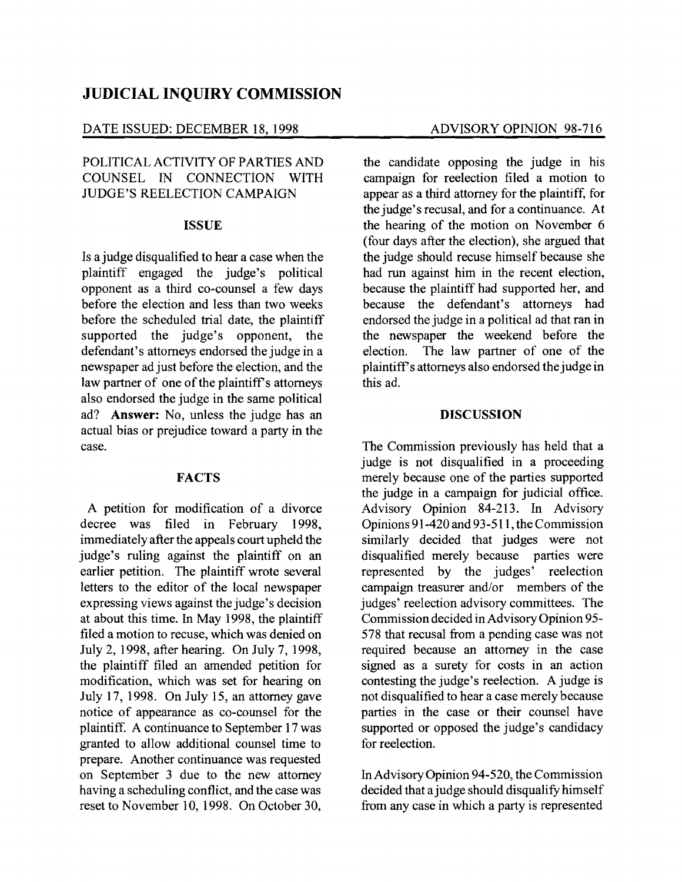# JUDICIAL INQUIRY COMMISSION

DATE ISSUED: DECEMBER 18, 1998 ADVISORY OPINION 98-716

POLITICAL ACTIVITY OF PARTIES AND COUNSEL IN CONNECTION WITH JUDGE'S REELECTION CAMPAIGN

## ISSUE

Is a judge disqualified to hear a case when the plaintiff engaged the judge's political opponent as a third co-counsel a few days before the election and less than two weeks before the scheduled trial date, the plaintiff supported the judge's opponent, the defendant's attorneys endorsed the judge in a newspaper ad just before the election, and the law partner of one of the plaintiff's attorneys also endorsed the judge in the same political ad? **Answer:** No, unless the judge has an actual bias or prejudice toward a party in the case.

## FACTS

A petition for modification of a divorce decree was filed in February 1998, immediately after the appeals court upheld the judge's ruling against the plaintiff on an earlier petition. The plaintiff wrote several letters to the editor of the local newspaper expressing views against the judge's decision at about this time. In May 1998, the plaintiff filed a motion to recuse, which was denied on July 2, 1998, after hearing. On July 7, 1998, the plaintiff filed an amended petition for modification, which was set for hearing on July 17, 1998. On July 15, an attorney gave notice of appearance as co-counsel for the plaintiff. A continuance to September 17 was granted to allow additional counsel time to prepare. Another continuance was requested on September 3 due to the new attorney having a scheduling conflict, and the case was reset to November 10, 1998. On October 30, the candidate opposing the judge in his campaign for reelection filed a motion to appear as a third attorney for the plaintiff, for the judge's recusal, and for a continuance. At the hearing of the motion on November 6 (four days after the election), she argued that the judge should recuse himself because she had run against him in the recent election, because the plaintiff had supported her, and because the defendant's attorneys had endorsed the judge in a political ad that ran in the newspaper the weekend before the election. The law partner of one of the plaintiff's attorneys also endorsed the judge in this ad.

## DISCUSSION

The Commission previously has held that a judge is not disqualified in a proceeding merely because one of the parties supported the judge in a campaign for judicial office. Advisory Opinion 84-213. In Advisory Opinions 91-420 and 93-511, the Commission similarly decided that judges were not disqualified merely because parties were represented by the judges' reelection campaign treasurer and/or members of the judges' reelection advisory committees. The Commission decided in Advisory Opinion 95-578 that recusal from a pending case was not required because an attorney in the case signed as a surety for costs in an action contesting the judge's reelection. A judge is not disqualified to hear a case merely because parties in the case or their counsel have supported or opposed the judge's candidacy for reelection.

In Advisory Opinion 94-520, the Commission decided that a judge should disqualify himself from any case in which a party is represented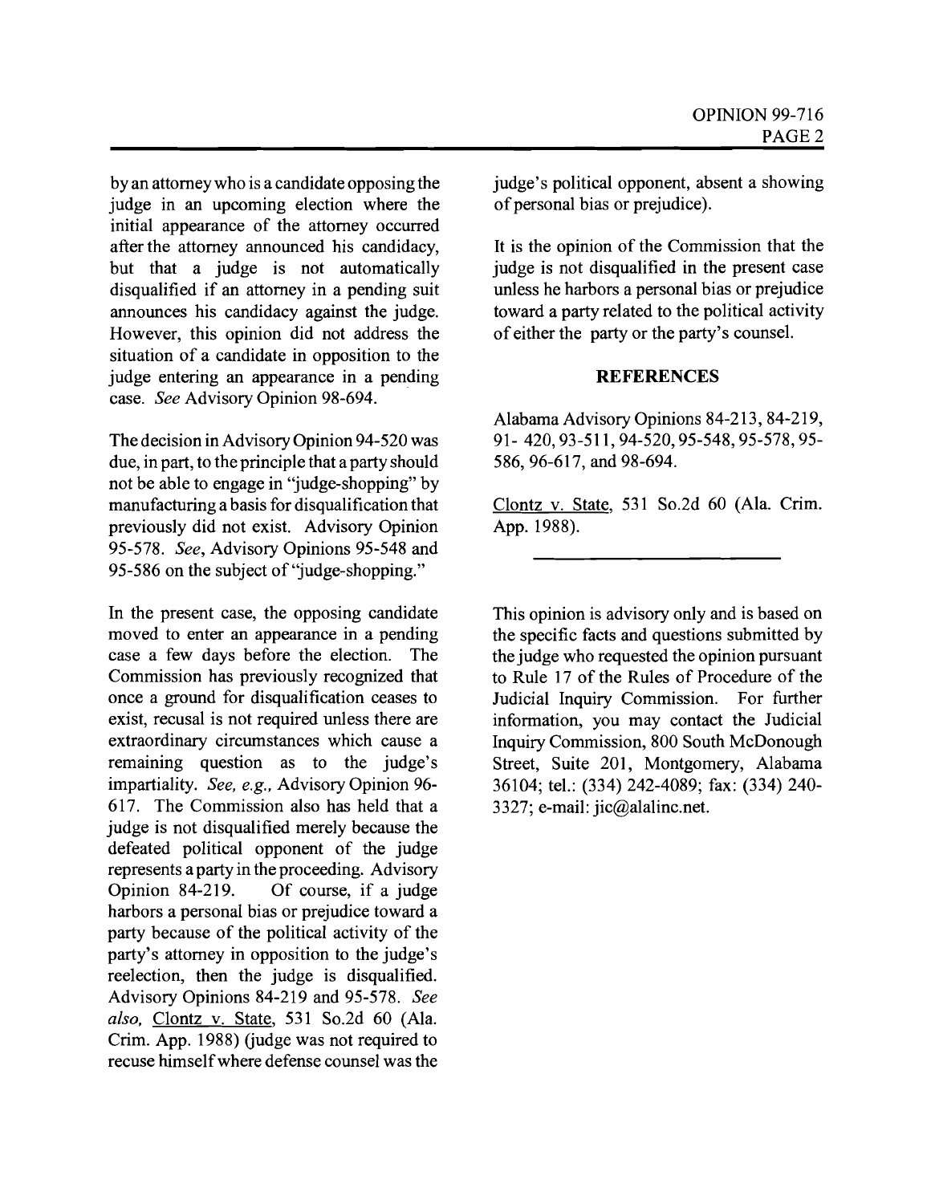by an attorney who is a candidate opposing the judge in an upcoming election where the initial appearance of the attorney occurred after the attorney announced his candidacy, but that a judge is not automatically disqualified if an attorney in a pending suit announces his candidacy against the judge. However, this opinion did not address the situation of a candidate in opposition to the judge entering an appearance in a pending case. *See* Advisory Opinion 98-694.

The decision in Advisory Opinion 94-520 was due, in part, to the principle that a party should not be able to engage in "judge-shopping" by manufacturing a basis for disqualification that previously did not exist. Advisory Opinion 95-578. *See*, Advisory Opinions 95-548 and 95-586 on the subject of "judge-shopping."

In the present case, the opposing candidate moved to enter an appearance in a pending case a few days before the election. The Commission has previously recognized that once a ground for disqualification ceases to exist, recusal is not required unless there are extraordinary circumstances which cause a remaining question as to the judge's impartiality. *See, e.g.,* Advisory Opinion 96-617. The Commission also has held that a judge is not disqualified merely because the defeated political opponent of the judge represents a party in the proceeding. Advisory Opinion 84-219. Of course, if a judge harbors a personal bias or prejudice toward a party because of the political activity of the party's attorney in opposition to the judge's reelection, then the judge is disqualified. Advisory Opinions 84-219 and 95-578. *See also,* Clontz v. State, 531 So.2d 60 (Ala. Crim. App. 1988) (judge was not required to recuse himself where defense counsel was the judge's political opponent, absent a showing of personal bias or prejudice).

It is the opinion of the Commission that the judge is not disqualified in the present case unless he harbors a personal bias or prejudice toward a party related to the political activity of either the party or the party's counsel.

## REFERENCES

Alabama Advisory Opinions 84-213, 84-219, 91- 420, 93-511, 94-520, 95-548, 95-578, 95-586, 96-617, and 98-694.

Clontz v. State, 531 So.2d 60 (Ala. Crim. App. 1988).

---

This opinion is advisory only and is based on the specific facts and questions submitted by the judge who requested the opinion pursuant to Rule 17 of the Rules of Procedure of the Judicial Inquiry Commission. For further information, you may contact the Judicial Inquiry Commission, 800 South McDonough Street, Suite 201, Montgomery, Alabama 36104; tel.: (334) 242-4089; fax: (334) 240-3327; e-mail: jic@alalinc.net.